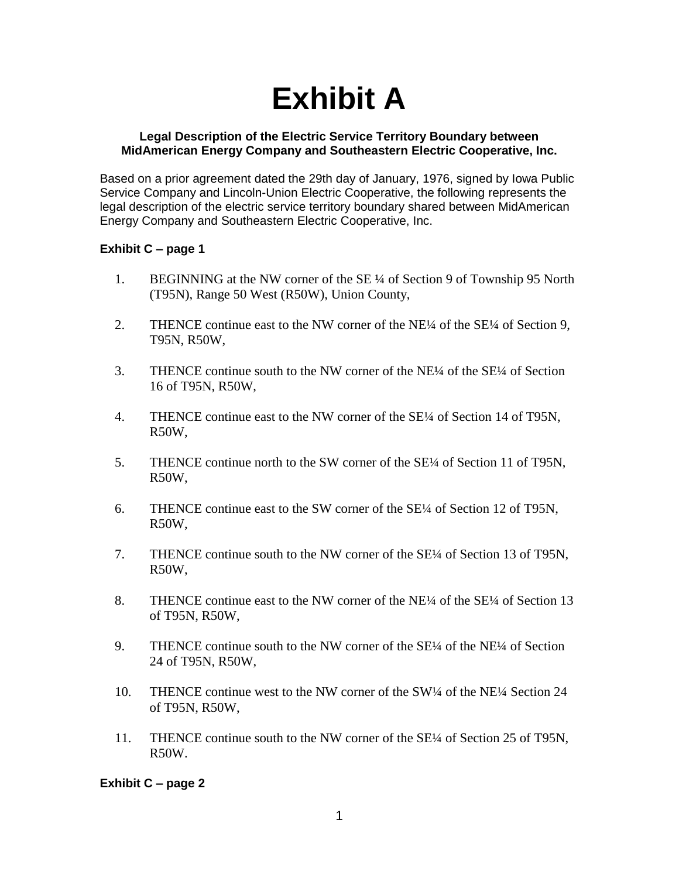# Exhibit A

**Legal Description of the Electric Service Territory Boundary between MidAmerican Energy Company and Southeastern Electric Cooperative, Inc.**

Based on a prior agreement dated the 29th day of January, 1976, signed by Iowa Public Service Company and Lincoln-Union Electric Cooperative, the following represents the legal description of the electric service territory boundary shared between MidAmerican Energy Company and Southeastern Electric Cooperative, Inc.

**Exhibit C – page 1**

1. BEGINNING at the NW corner of the SE ¼ of Section 9 of Township 95 North (T95N), Range 50 West (R50W), Union County,

2. THENCE continue east to the NW corner of the NE¼ of the SE¼ of Section 9, T95N, R50W,

3. THENCE continue south to the NW corner of the NE¼ of the SE¼ of Section 16 of T95N, R50W,

4. THENCE continue east to the NW corner of the SE¼ of Section 14 of T95N, R50W,

5. THENCE continue north to the SW corner of the SE¼ of Section 11 of T95N, R50W,

6. THENCE continue east to the SW corner of the SE¼ of Section 12 of T95N, R50W,

7. THENCE continue south to the NW corner of the SE¼ of Section 13 of T95N, R50W,

8. THENCE continue east to the NW corner of the NE¼ of the SE¼ of Section 13 of T95N, R50W,

9. THENCE continue south to the NW corner of the SE¼ of the NE¼ of Section 24 of T95N, R50W,

10. THENCE continue west to the NW corner of the SW¼ of the NE¼ Section 24 of T95N, R50W,

11. THENCE continue south to the NW corner of the SE¼ of Section 25 of T95N, R50W.

**Exhibit C – page 2**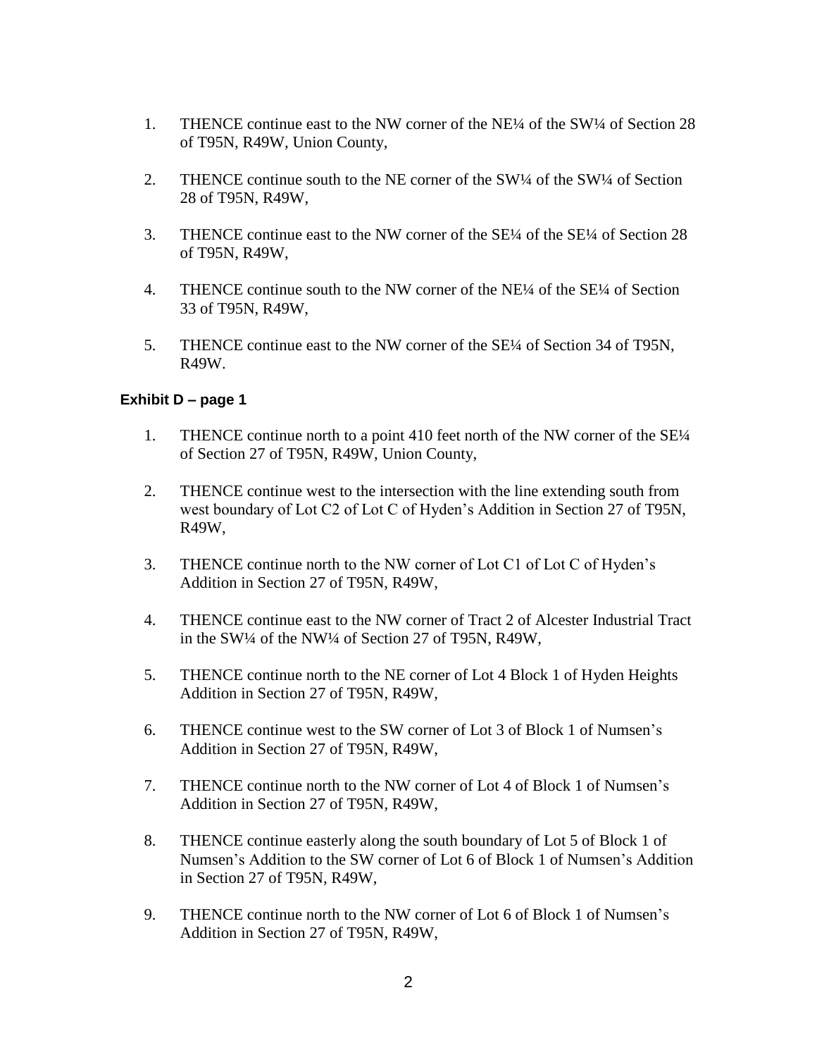1. THENCE continue east to the NW corner of the NE¼ of the SW¼ of Section 28 of T95N, R49W, Union County,

2. THENCE continue south to the NE corner of the SW¼ of the SW¼ of Section 28 of T95N, R49W,

3. THENCE continue east to the NW corner of the SE¼ of the SE¼ of Section 28 of T95N, R49W,

4. THENCE continue south to the NW corner of the NE¼ of the SE¼ of Section 33 of T95N, R49W,

5. THENCE continue east to the NW corner of the SE¼ of Section 34 of T95N, R49W.

**Exhibit D – page 1**

1. THENCE continue north to a point 410 feet north of the NW corner of the SE¼ of Section 27 of T95N, R49W, Union County,

2. THENCE continue west to the intersection with the line extending south from west boundary of Lot C2 of Lot C of Hyden's Addition in Section 27 of T95N, R49W,

3. THENCE continue north to the NW corner of Lot C1 of Lot C of Hyden's Addition in Section 27 of T95N, R49W,

4. THENCE continue east to the NW corner of Tract 2 of Alcester Industrial Tract in the SW¼ of the NW¼ of Section 27 of T95N, R49W,

5. THENCE continue north to the NE corner of Lot 4 Block 1 of Hyden Heights Addition in Section 27 of T95N, R49W,

6. THENCE continue west to the SW corner of Lot 3 of Block 1 of Numsen's Addition in Section 27 of T95N, R49W,

7. THENCE continue north to the NW corner of Lot 4 of Block 1 of Numsen's Addition in Section 27 of T95N, R49W,

8. THENCE continue easterly along the south boundary of Lot 5 of Block 1 of Numsen's Addition to the SW corner of Lot 6 of Block 1 of Numsen's Addition in Section 27 of T95N, R49W,

9. THENCE continue north to the NW corner of Lot 6 of Block 1 of Numsen's Addition in Section 27 of T95N, R49W,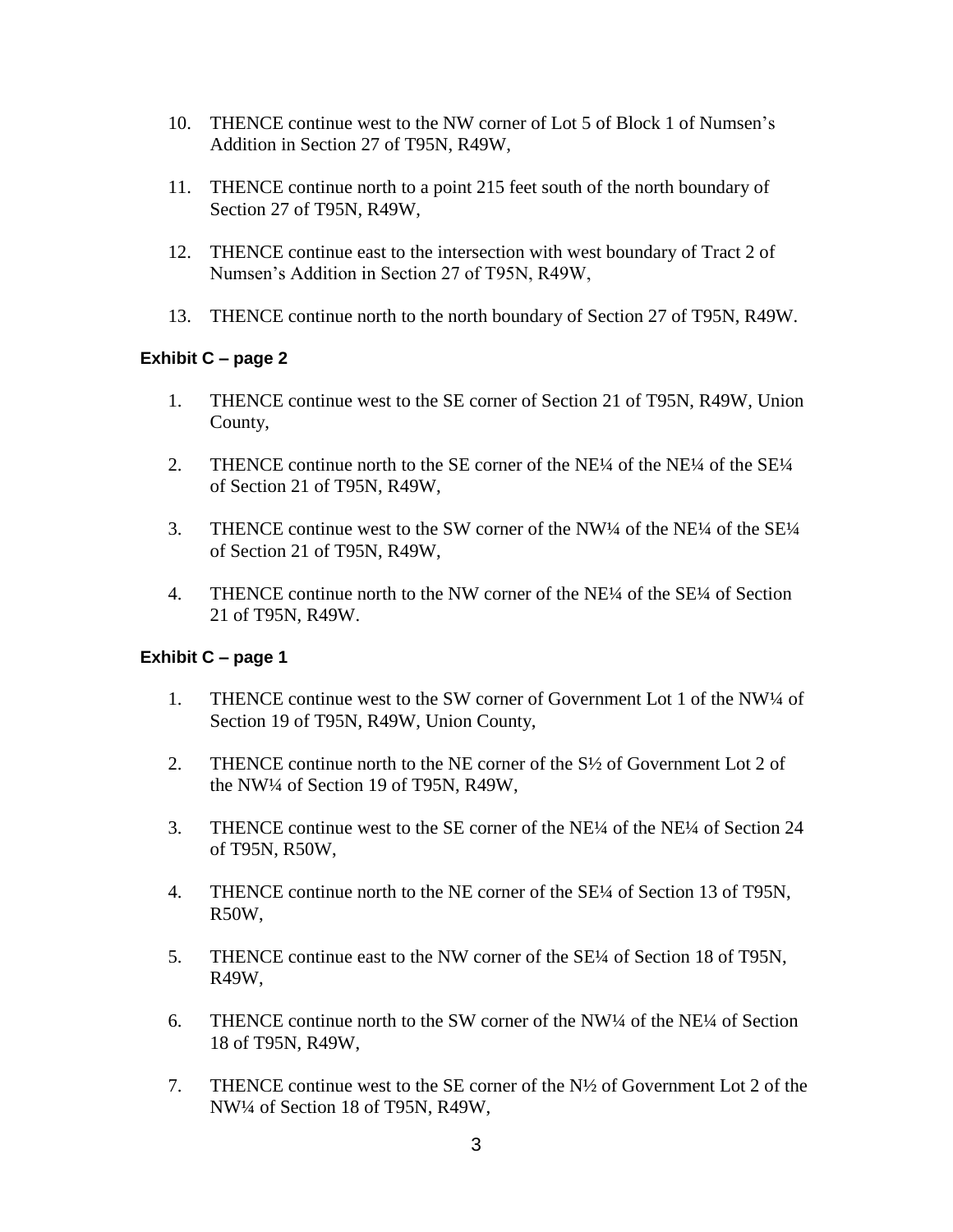10. THENCE continue west to the NW corner of Lot 5 of Block 1 of Numsen's Addition in Section 27 of T95N, R49W,

11. THENCE continue north to a point 215 feet south of the north boundary of Section 27 of T95N, R49W,

12. THENCE continue east to the intersection with west boundary of Tract 2 of Numsen's Addition in Section 27 of T95N, R49W,

13. THENCE continue north to the north boundary of Section 27 of T95N, R49W.

**Exhibit C – page 2**

1. THENCE continue west to the SE corner of Section 21 of T95N, R49W, Union County,

2. THENCE continue north to the SE corner of the NE¼ of the NE¼ of the SE¼ of Section 21 of T95N, R49W,

3. THENCE continue west to the SW corner of the NW¼ of the NE¼ of the SE¼ of Section 21 of T95N, R49W,

4. THENCE continue north to the NW corner of the NE¼ of the SE¼ of Section 21 of T95N, R49W.

**Exhibit C – page 1**

1. THENCE continue west to the SW corner of Government Lot 1 of the NW¼ of Section 19 of T95N, R49W, Union County,

2. THENCE continue north to the NE corner of the S½ of Government Lot 2 of the NW¼ of Section 19 of T95N, R49W,

3. THENCE continue west to the SE corner of the NE¼ of the NE¼ of Section 24 of T95N, R50W,

4. THENCE continue north to the NE corner of the SE¼ of Section 13 of T95N, R50W,

5. THENCE continue east to the NW corner of the SE¼ of Section 18 of T95N, R49W,

6. THENCE continue north to the SW corner of the NW¼ of the NE¼ of Section 18 of T95N, R49W,

7. THENCE continue west to the SE corner of the N½ of Government Lot 2 of the NW¼ of Section 18 of T95N, R49W,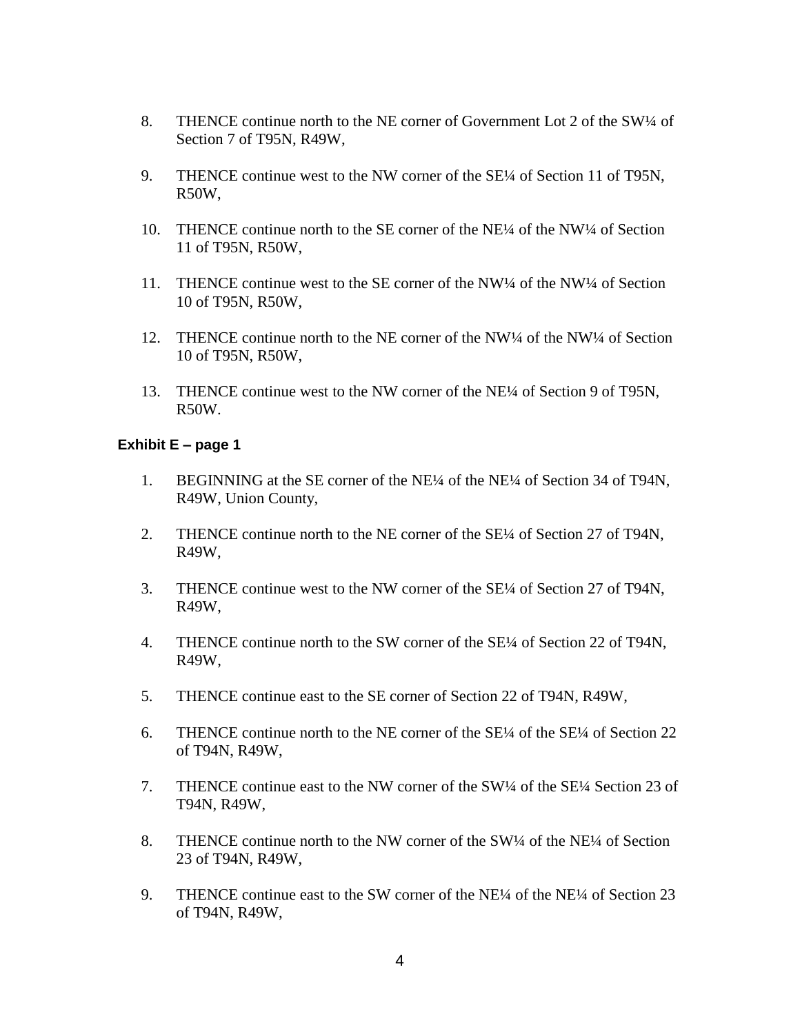8. THENCE continue north to the NE corner of Government Lot 2 of the SW¼ of Section 7 of T95N, R49W,

9. THENCE continue west to the NW corner of the SE¼ of Section 11 of T95N, R50W,

10. THENCE continue north to the SE corner of the NE¼ of the NW¼ of Section 11 of T95N, R50W,

11. THENCE continue west to the SE corner of the NW¼ of the NW¼ of Section 10 of T95N, R50W,

12. THENCE continue north to the NE corner of the NW¼ of the NW¼ of Section 10 of T95N, R50W,

13. THENCE continue west to the NW corner of the NE¼ of Section 9 of T95N, R50W.

**Exhibit E – page 1**

1. BEGINNING at the SE corner of the NE¼ of the NE¼ of Section 34 of T94N, R49W, Union County,

2. THENCE continue north to the NE corner of the SE¼ of Section 27 of T94N, R49W,

3. THENCE continue west to the NW corner of the SE¼ of Section 27 of T94N, R49W,

4. THENCE continue north to the SW corner of the SE¼ of Section 22 of T94N, R49W,

5. THENCE continue east to the SE corner of Section 22 of T94N, R49W,

6. THENCE continue north to the NE corner of the SE¼ of the SE¼ of Section 22 of T94N, R49W,

7. THENCE continue east to the NW corner of the SW¼ of the SE¼ Section 23 of T94N, R49W,

8. THENCE continue north to the NW corner of the SW¼ of the NE¼ of Section 23 of T94N, R49W,

9. THENCE continue east to the SW corner of the NE¼ of the NE¼ of Section 23 of T94N, R49W,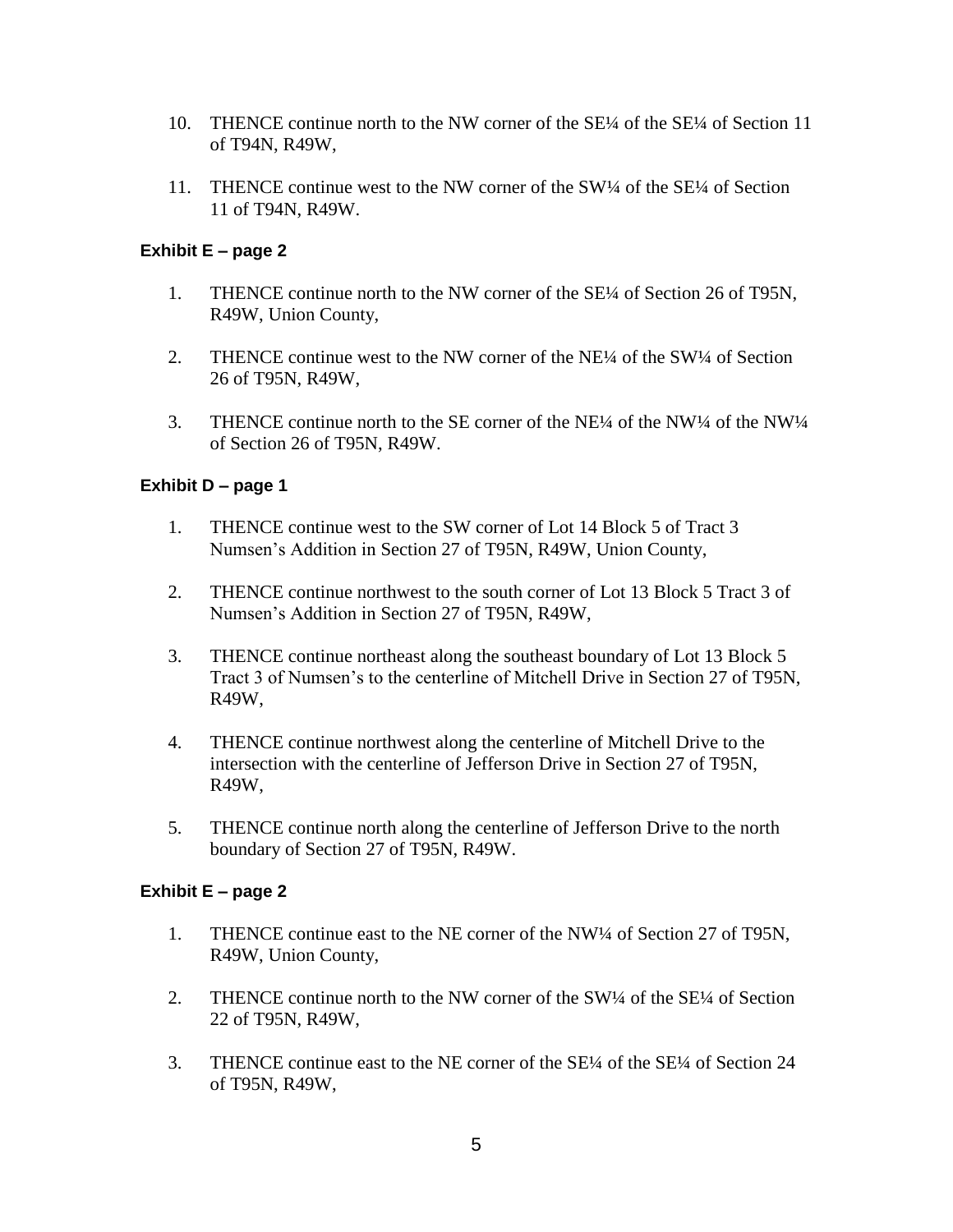10. THENCE continue north to the NW corner of the SE¼ of the SE¼ of Section 11 of T94N, R49W,

11. THENCE continue west to the NW corner of the SW¼ of the SE¼ of Section 11 of T94N, R49W.

**Exhibit E – page 2**

1. THENCE continue north to the NW corner of the SE¼ of Section 26 of T95N, R49W, Union County,

2. THENCE continue west to the NW corner of the NE¼ of the SW¼ of Section 26 of T95N, R49W,

3. THENCE continue north to the SE corner of the NE¼ of the NW¼ of the NW¼ of Section 26 of T95N, R49W.

**Exhibit D – page 1**

1. THENCE continue west to the SW corner of Lot 14 Block 5 of Tract 3 Numsen's Addition in Section 27 of T95N, R49W, Union County,

2. THENCE continue northwest to the south corner of Lot 13 Block 5 Tract 3 of Numsen's Addition in Section 27 of T95N, R49W,

3. THENCE continue northeast along the southeast boundary of Lot 13 Block 5 Tract 3 of Numsen's to the centerline of Mitchell Drive in Section 27 of T95N, R49W,

4. THENCE continue northwest along the centerline of Mitchell Drive to the intersection with the centerline of Jefferson Drive in Section 27 of T95N, R49W,

5. THENCE continue north along the centerline of Jefferson Drive to the north boundary of Section 27 of T95N, R49W.

**Exhibit E – page 2**

1. THENCE continue east to the NE corner of the NW¼ of Section 27 of T95N, R49W, Union County,

2. THENCE continue north to the NW corner of the SW¼ of the SE¼ of Section 22 of T95N, R49W,

3. THENCE continue east to the NE corner of the SE¼ of the SE¼ of Section 24 of T95N, R49W,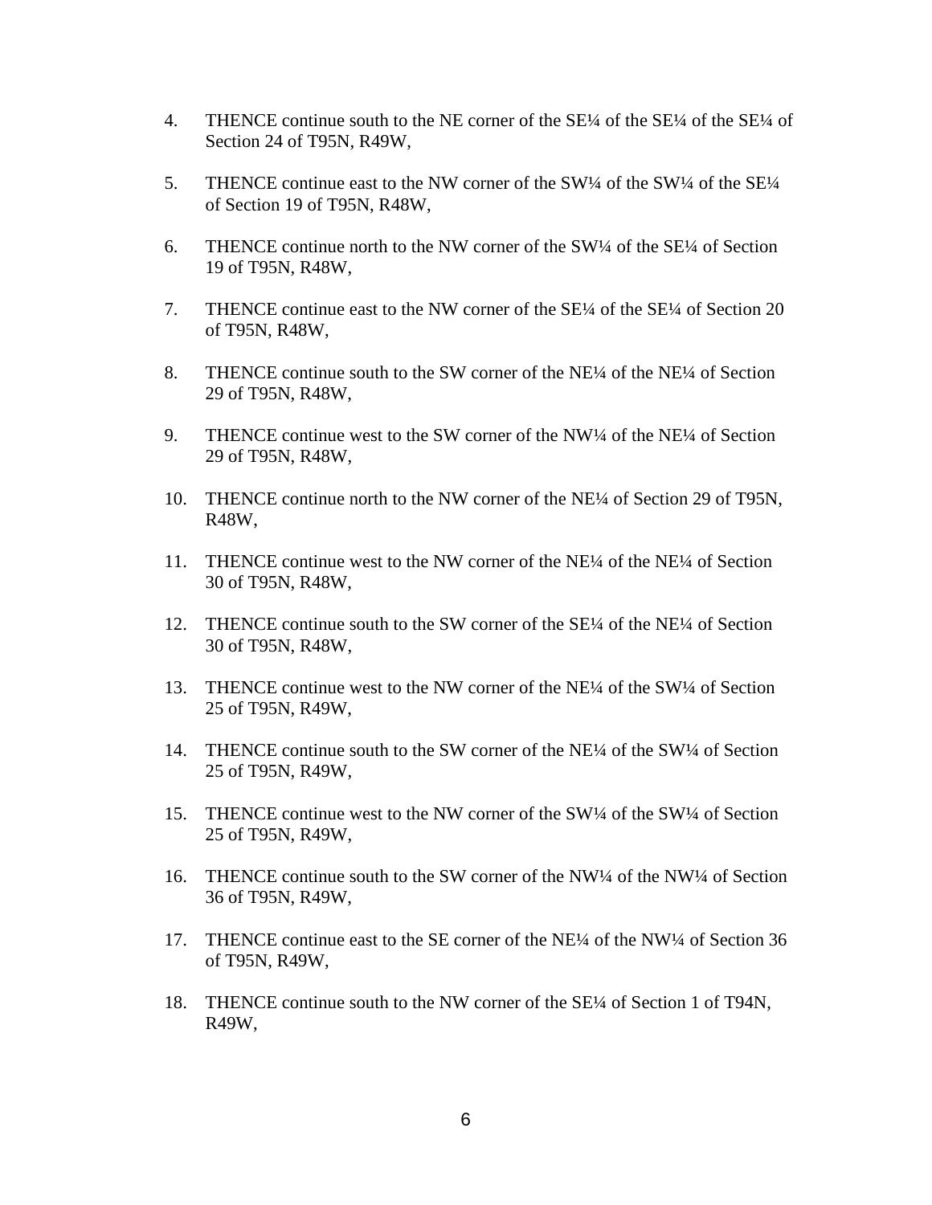4. THENCE continue south to the NE corner of the SE¼ of the SE¼ of the SE¼ of Section 24 of T95N, R49W,

5. THENCE continue east to the NW corner of the SW¼ of the SW¼ of the SE¼ of Section 19 of T95N, R48W,

6. THENCE continue north to the NW corner of the SW¼ of the SE¼ of Section 19 of T95N, R48W,

7. THENCE continue east to the NW corner of the SE¼ of the SE¼ of Section 20 of T95N, R48W,

8. THENCE continue south to the SW corner of the NE¼ of the NE¼ of Section 29 of T95N, R48W,

9. THENCE continue west to the SW corner of the NW¼ of the NE¼ of Section 29 of T95N, R48W,

10. THENCE continue north to the NW corner of the NE¼ of Section 29 of T95N, R48W,

11. THENCE continue west to the NW corner of the NE¼ of the NE¼ of Section 30 of T95N, R48W,

12. THENCE continue south to the SW corner of the SE¼ of the NE¼ of Section 30 of T95N, R48W,

13. THENCE continue west to the NW corner of the NE¼ of the SW¼ of Section 25 of T95N, R49W,

14. THENCE continue south to the SW corner of the NE¼ of the SW¼ of Section 25 of T95N, R49W,

15. THENCE continue west to the NW corner of the SW¼ of the SW¼ of Section 25 of T95N, R49W,

16. THENCE continue south to the SW corner of the NW¼ of the NW¼ of Section 36 of T95N, R49W,

17. THENCE continue east to the SE corner of the NE¼ of the NW¼ of Section 36 of T95N, R49W,

18. THENCE continue south to the NW corner of the SE¼ of Section 1 of T94N, R49W,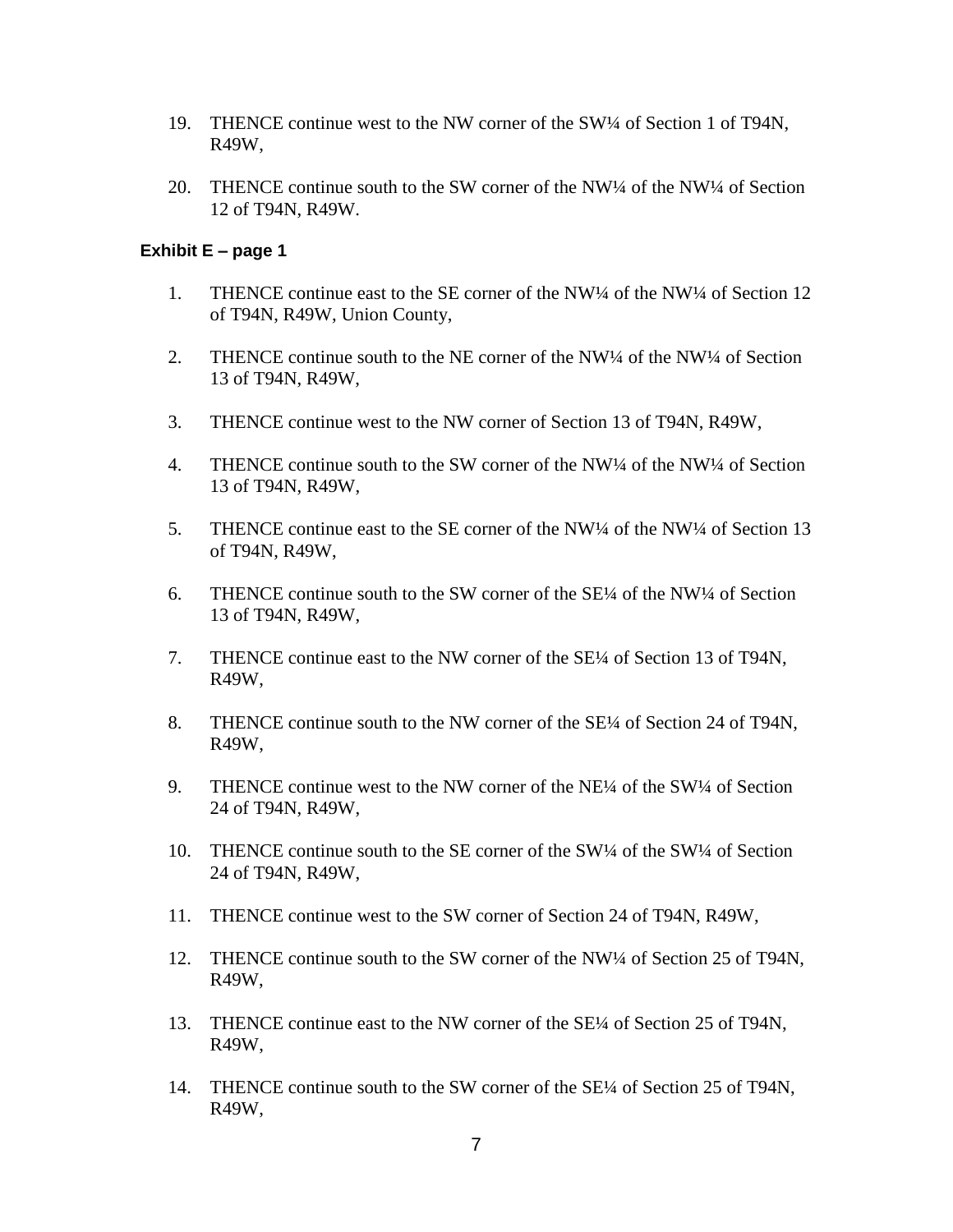19. THENCE continue west to the NW corner of the SW¼ of Section 1 of T94N, R49W,

20. THENCE continue south to the SW corner of the NW¼ of the NW¼ of Section 12 of T94N, R49W.

**Exhibit E – page 1**

1. THENCE continue east to the SE corner of the NW¼ of the NW¼ of Section 12 of T94N, R49W, Union County,

2. THENCE continue south to the NE corner of the NW¼ of the NW¼ of Section 13 of T94N, R49W,

3. THENCE continue west to the NW corner of Section 13 of T94N, R49W,

4. THENCE continue south to the SW corner of the NW¼ of the NW¼ of Section 13 of T94N, R49W,

5. THENCE continue east to the SE corner of the NW¼ of the NW¼ of Section 13 of T94N, R49W,

6. THENCE continue south to the SW corner of the SE¼ of the NW¼ of Section 13 of T94N, R49W,

7. THENCE continue east to the NW corner of the SE¼ of Section 13 of T94N, R49W,

8. THENCE continue south to the NW corner of the SE¼ of Section 24 of T94N, R49W,

9. THENCE continue west to the NW corner of the NE¼ of the SW¼ of Section 24 of T94N, R49W,

10. THENCE continue south to the SE corner of the SW¼ of the SW¼ of Section 24 of T94N, R49W,

11. THENCE continue west to the SW corner of Section 24 of T94N, R49W,

12. THENCE continue south to the SW corner of the NW¼ of Section 25 of T94N, R49W,

13. THENCE continue east to the NW corner of the SE¼ of Section 25 of T94N, R49W,

14. THENCE continue south to the SW corner of the SE¼ of Section 25 of T94N, R49W,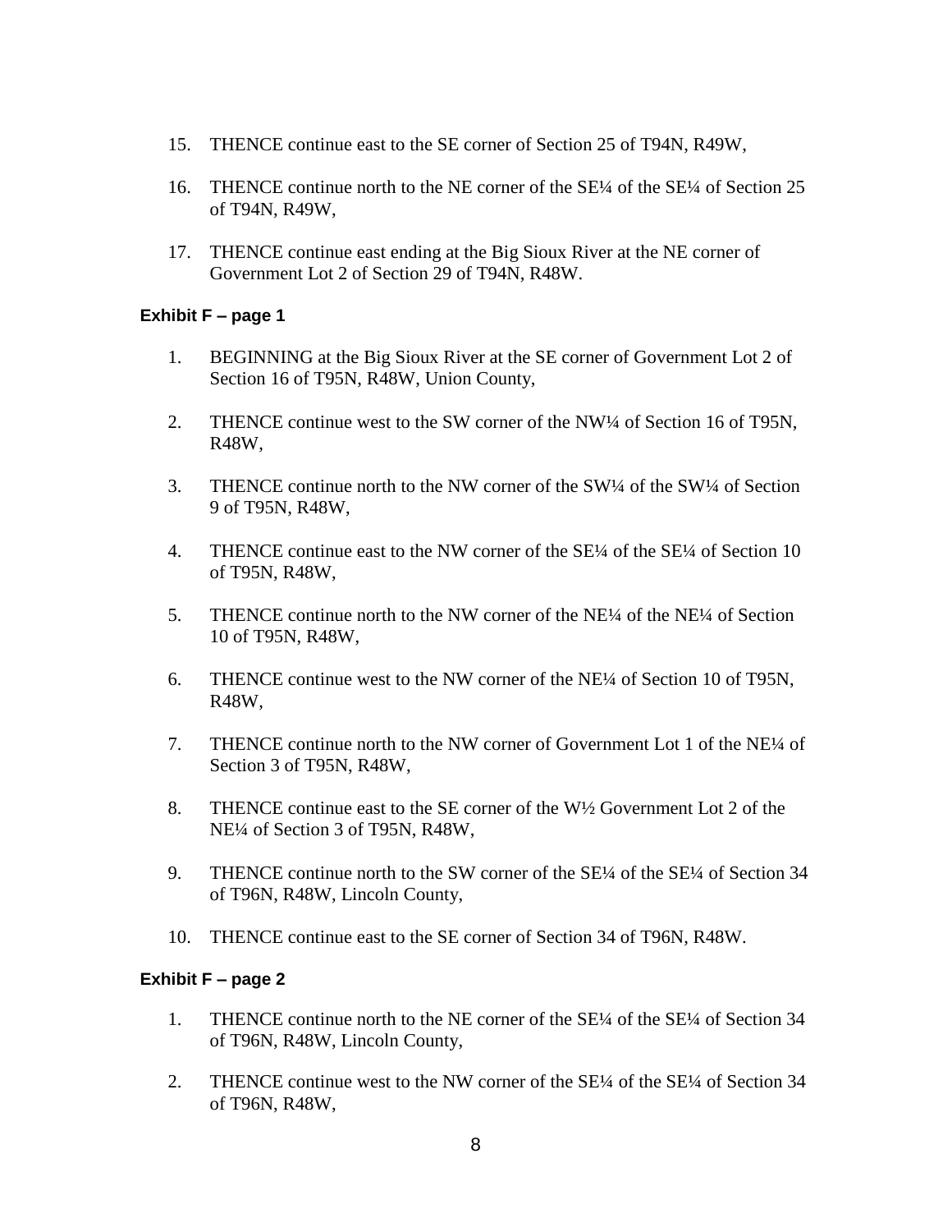15. THENCE continue east to the SE corner of Section 25 of T94N, R49W,

16. THENCE continue north to the NE corner of the SE¼ of the SE¼ of Section 25 of T94N, R49W,

17. THENCE continue east ending at the Big Sioux River at the NE corner of Government Lot 2 of Section 29 of T94N, R48W.

**Exhibit F – page 1**

1. BEGINNING at the Big Sioux River at the SE corner of Government Lot 2 of Section 16 of T95N, R48W, Union County,

2. THENCE continue west to the SW corner of the NW¼ of Section 16 of T95N, R48W,

3. THENCE continue north to the NW corner of the SW¼ of the SW¼ of Section 9 of T95N, R48W,

4. THENCE continue east to the NW corner of the SE¼ of the SE¼ of Section 10 of T95N, R48W,

5. THENCE continue north to the NW corner of the NE¼ of the NE¼ of Section 10 of T95N, R48W,

6. THENCE continue west to the NW corner of the NE¼ of Section 10 of T95N, R48W,

7. THENCE continue north to the NW corner of Government Lot 1 of the NE¼ of Section 3 of T95N, R48W,

8. THENCE continue east to the SE corner of the W½ Government Lot 2 of the NE¼ of Section 3 of T95N, R48W,

9. THENCE continue north to the SW corner of the SE¼ of the SE¼ of Section 34 of T96N, R48W, Lincoln County,

10. THENCE continue east to the SE corner of Section 34 of T96N, R48W.

**Exhibit F – page 2**

1. THENCE continue north to the NE corner of the SE¼ of the SE¼ of Section 34 of T96N, R48W, Lincoln County,

2. THENCE continue west to the NW corner of the SE¼ of the SE¼ of Section 34 of T96N, R48W,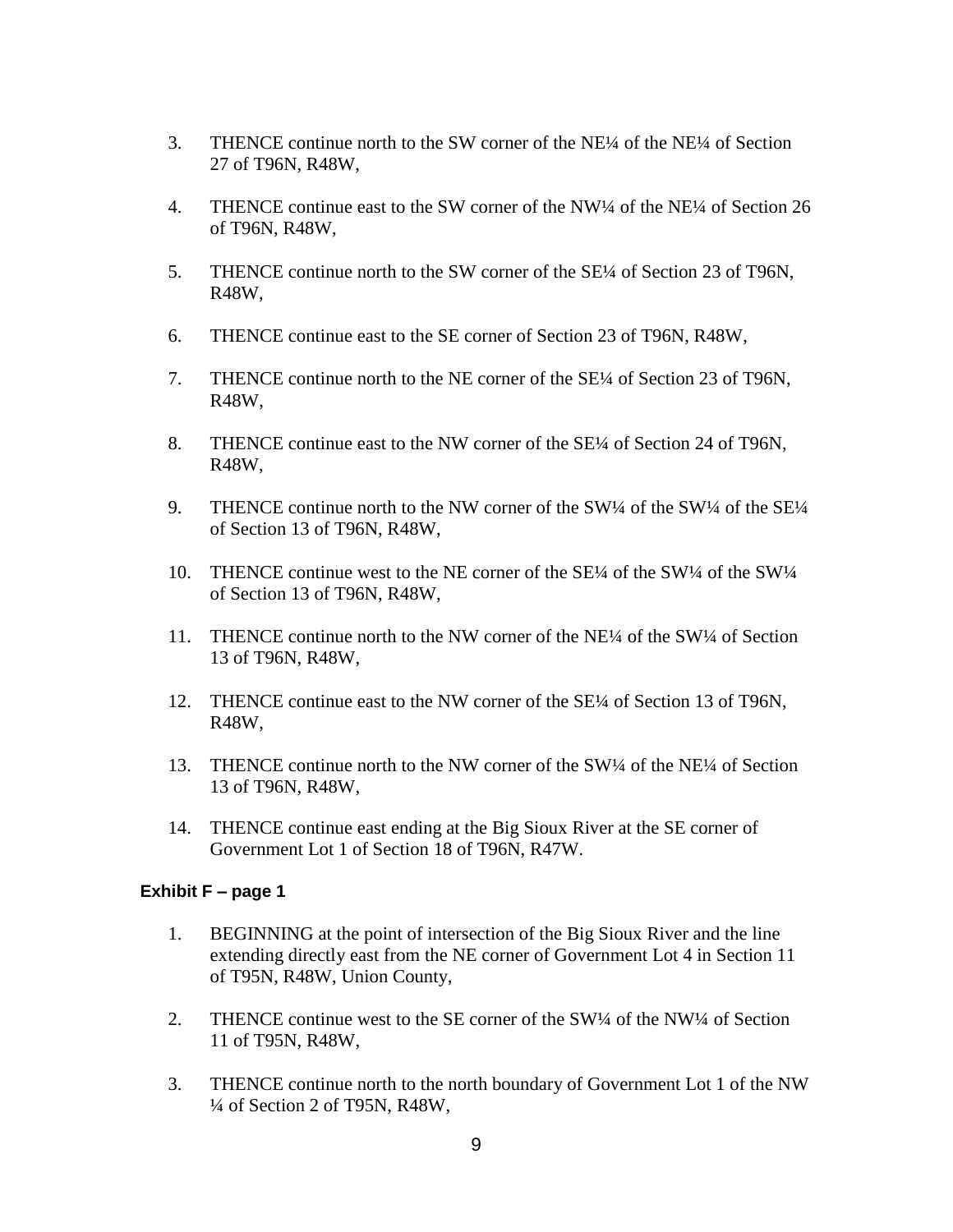3. THENCE continue north to the SW corner of the NE¼ of the NE¼ of Section 27 of T96N, R48W,

4. THENCE continue east to the SW corner of the NW¼ of the NE¼ of Section 26 of T96N, R48W,

5. THENCE continue north to the SW corner of the SE¼ of Section 23 of T96N, R48W,

6. THENCE continue east to the SE corner of Section 23 of T96N, R48W,

7. THENCE continue north to the NE corner of the SE¼ of Section 23 of T96N, R48W,

8. THENCE continue east to the NW corner of the SE¼ of Section 24 of T96N, R48W,

9. THENCE continue north to the NW corner of the SW¼ of the SW¼ of the SE¼ of Section 13 of T96N, R48W,

10. THENCE continue west to the NE corner of the SE¼ of the SW¼ of the SW¼ of Section 13 of T96N, R48W,

11. THENCE continue north to the NW corner of the NE¼ of the SW¼ of Section 13 of T96N, R48W,

12. THENCE continue east to the NW corner of the SE¼ of Section 13 of T96N, R48W,

13. THENCE continue north to the NW corner of the SW¼ of the NE¼ of Section 13 of T96N, R48W,

14. THENCE continue east ending at the Big Sioux River at the SE corner of Government Lot 1 of Section 18 of T96N, R47W.

**Exhibit F – page 1**

1. BEGINNING at the point of intersection of the Big Sioux River and the line extending directly east from the NE corner of Government Lot 4 in Section 11 of T95N, R48W, Union County,

2. THENCE continue west to the SE corner of the SW¼ of the NW¼ of Section 11 of T95N, R48W,

3. THENCE continue north to the north boundary of Government Lot 1 of the NW ¼ of Section 2 of T95N, R48W,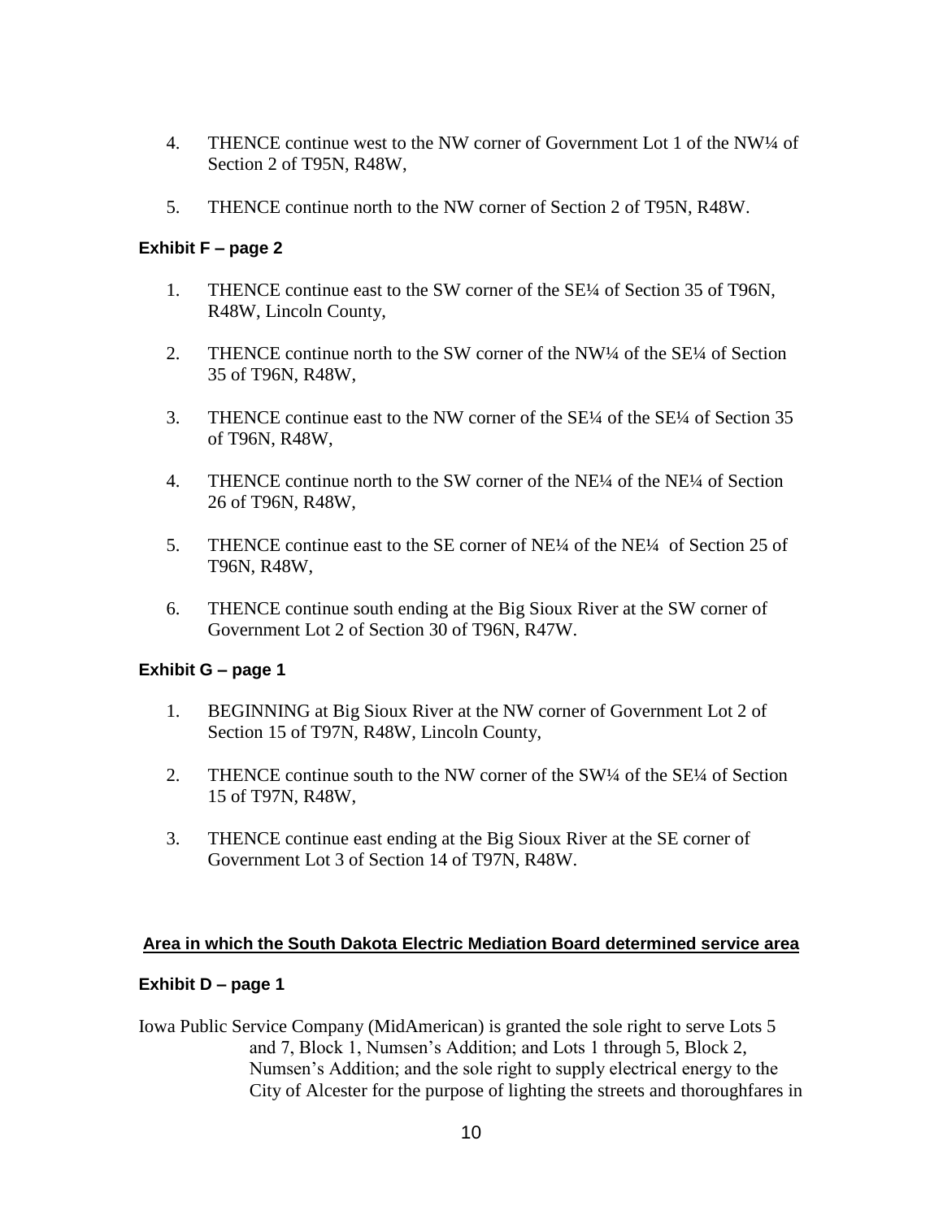4. THENCE continue west to the NW corner of Government Lot 1 of the NW¼ of Section 2 of T95N, R48W,

5. THENCE continue north to the NW corner of Section 2 of T95N, R48W.

**Exhibit F – page 2**

1. THENCE continue east to the SW corner of the SE¼ of Section 35 of T96N, R48W, Lincoln County,

2. THENCE continue north to the SW corner of the NW¼ of the SE¼ of Section 35 of T96N, R48W,

3. THENCE continue east to the NW corner of the SE¼ of the SE¼ of Section 35 of T96N, R48W,

4. THENCE continue north to the SW corner of the NE¼ of the NE¼ of Section 26 of T96N, R48W,

5. THENCE continue east to the SE corner of NE¼ of the NE¼ of Section 25 of T96N, R48W,

6. THENCE continue south ending at the Big Sioux River at the SW corner of Government Lot 2 of Section 30 of T96N, R47W.

**Exhibit G – page 1**

1. BEGINNING at Big Sioux River at the NW corner of Government Lot 2 of Section 15 of T97N, R48W, Lincoln County,

2. THENCE continue south to the NW corner of the SW¼ of the SE¼ of Section 15 of T97N, R48W,

3. THENCE continue east ending at the Big Sioux River at the SE corner of Government Lot 3 of Section 14 of T97N, R48W.

**Area in which the South Dakota Electric Mediation Board determined service area**

**Exhibit D – page 1**

Iowa Public Service Company (MidAmerican) is granted the sole right to serve Lots 5 and 7, Block 1, Numsen's Addition; and Lots 1 through 5, Block 2, Numsen's Addition; and the sole right to supply electrical energy to the City of Alcester for the purpose of lighting the streets and thoroughfares in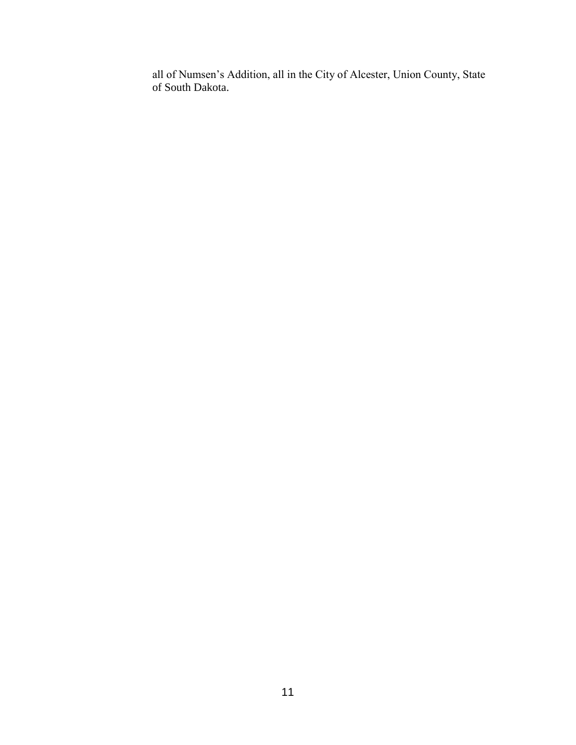all of Numsen's Addition, all in the City of Alcester, Union County, State of South Dakota.